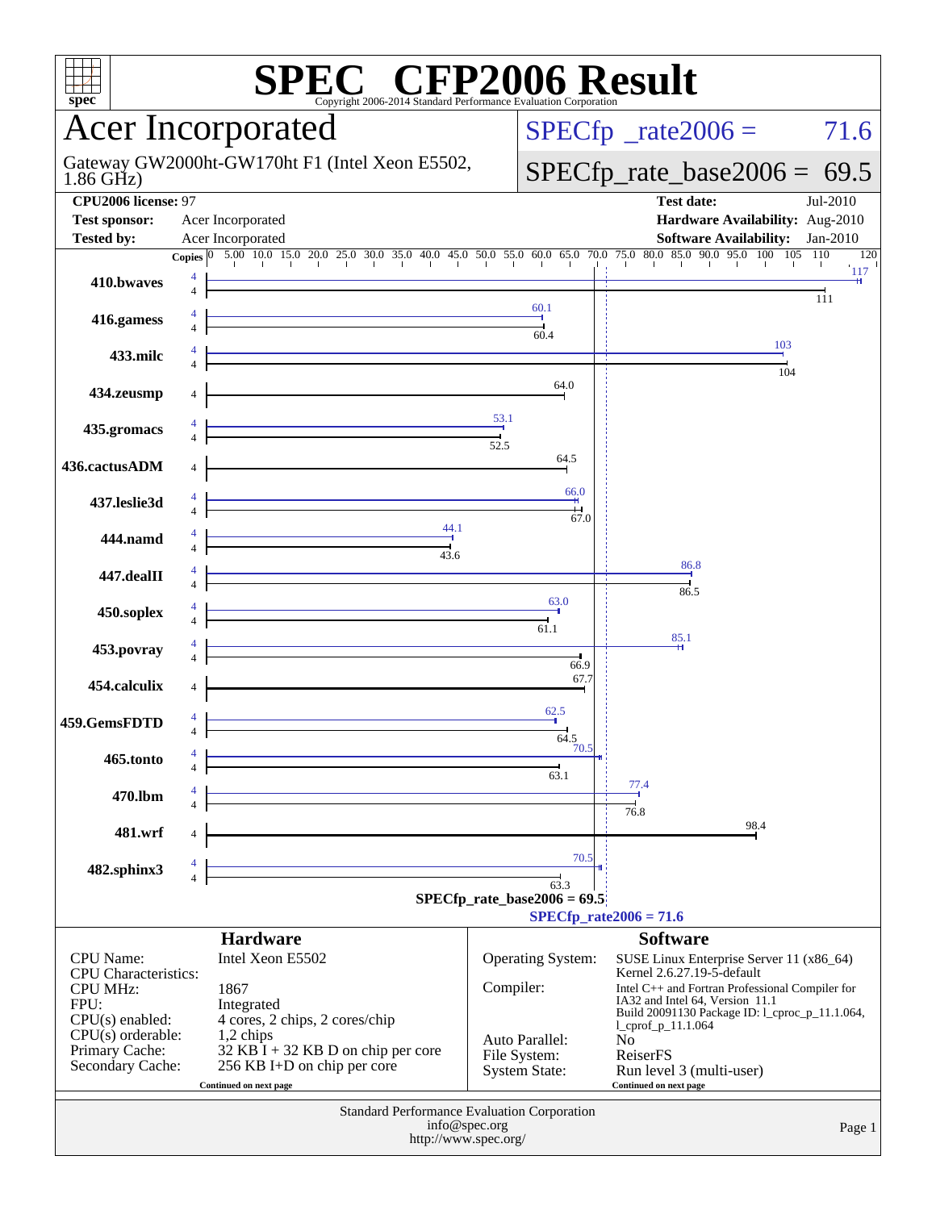# SPEC® CFP2006 Result

Copyright 2006-2014 Standard Performance Evaluation Corporation

## Acer Incorporated

Gateway GW2000ht-GW170ht F1 (Intel Xeon E5502, 1.86 GHz)

SPECfp_rate2006 = 71.6

SPECfp_rate_base2006 = 69.5

| | | | |
|---|---|---|---|
| **CPU2006 license:** 97 | | **Test date:** | Jul-2010 |
| **Test sponsor:** | Acer Incorporated | **Hardware Availability:** | Aug-2010 |
| **Tested by:** | Acer Incorporated | **Software Availability:** | Jan-2010 |

| Benchmark | Copies | Peak | Base |
|---|---|---|---|
| 410.bwaves | 4 / 4 | 117 | 111 |
| 416.gamess | 4 / 4 | 60.1 | 60.4 |
| 433.milc | 4 / 4 | 103 | 104 |
| 434.zeusmp | 4 | | 64.0 |
| 435.gromacs | 4 / 4 | 53.1 | 52.5 |
| 436.cactusADM | 4 | | 64.5 |
| 437.leslie3d | 4 / 4 | 66.0 | 67.0 |
| 444.namd | 4 / 4 | 44.1 | 43.6 |
| 447.dealII | 4 / 4 | 86.8 | 86.5 |
| 450.soplex | 4 / 4 | 63.0 | 61.1 |
| 453.povray | 4 / 4 | 85.1 | 66.9 |
| 454.calculix | 4 | | 67.7 |
| 459.GemsFDTD | 4 / 4 | 62.5 | 64.5 |
| 465.tonto | 4 / 4 | 70.5 | 63.1 |
| 470.lbm | 4 / 4 | 77.4 | 76.8 |
| 481.wrf | 4 | | 98.4 |
| 482.sphinx3 | 4 / 4 | 70.5 | 63.3 |

SPECfp_rate_base2006 = 69.5

SPECfp_rate2006 = 71.6

### Hardware

| | |
|---|---|
| CPU Name: | Intel Xeon E5502 |
| CPU Characteristics: | |
| CPU MHz: | 1867 |
| FPU: | Integrated |
| CPU(s) enabled: | 4 cores, 2 chips, 2 cores/chip |
| CPU(s) orderable: | 1,2 chips |
| Primary Cache: | 32 KB I + 32 KB D on chip per core |
| Secondary Cache: | 256 KB I+D on chip per core |

Continued on next page

### Software

| | |
|---|---|
| Operating System: | SUSE Linux Enterprise Server 11 (x86_64) Kernel 2.6.27.19-5-default |
| Compiler: | Intel C++ and Fortran Professional Compiler for IA32 and Intel 64, Version 11.1 Build 20091130 Package ID: l_cproc_p_11.1.064, l_cprof_p_11.1.064 |
| Auto Parallel: | No |
| File System: | ReiserFS |
| System State: | Run level 3 (multi-user) |

Continued on next page

Standard Performance Evaluation Corporation
info@spec.org
http://www.spec.org/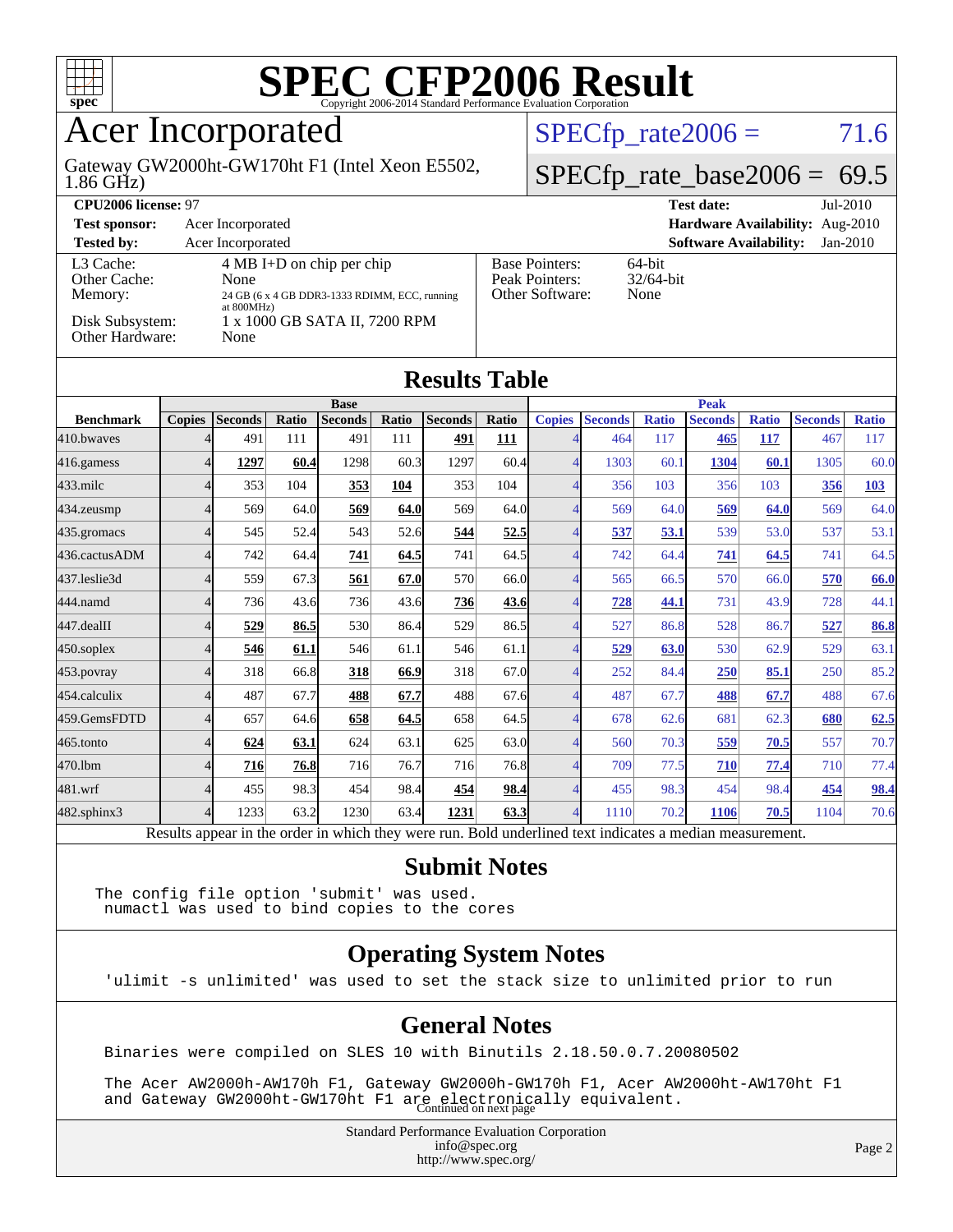# SPEC CFP2006 Result

Copyright 2006-2014 Standard Performance Evaluation Corporation

# Acer Incorporated

Gateway GW2000ht-GW170ht F1 (Intel Xeon E5502, 1.86 GHz)

SPECfp_rate2006 = 71.6

SPECfp_rate_base2006 = 69.5

| | | | |
|---|---|---|---|
| **CPU2006 license:** 97 | | **Test date:** | Jul-2010 |
| **Test sponsor:** | Acer Incorporated | **Hardware Availability:** | Aug-2010 |
| **Tested by:** | Acer Incorporated | **Software Availability:** | Jan-2010 |

| | |
|---|---|
| L3 Cache: | 4 MB I+D on chip per chip |
| Other Cache: | None |
| Memory: | 24 GB (6 x 4 GB DDR3-1333 RDIMM, ECC, running at 800MHz) |
| Disk Subsystem: | 1 x 1000 GB SATA II, 7200 RPM |
| Other Hardware: | None |

| | |
|---|---|
| Base Pointers: | 64-bit |
| Peak Pointers: | 32/64-bit |
| Other Software: | None |

## Results Table

| Benchmark | Base | | | | | | | Peak | | | | | | |
|---|---|---|---|---|---|---|---|---|---|---|---|---|---|---|
| | Copies | Seconds | Ratio | Seconds | Ratio | Seconds | Ratio | Copies | Seconds | Ratio | Seconds | Ratio | Seconds | Ratio |
| 410.bwaves | 4 | 491 | 111 | 491 | 111 | **491** | **111** | 4 | 464 | 117 | **465** | **117** | 467 | 117 |
| 416.gamess | 4 | **1297** | **60.4** | 1298 | 60.3 | 1297 | 60.4 | 4 | 1303 | 60.1 | **1304** | **60.1** | 1305 | 60.0 |
| 433.milc | 4 | 353 | 104 | **353** | **104** | 353 | 104 | 4 | 356 | 103 | 356 | 103 | **356** | **103** |
| 434.zeusmp | 4 | 569 | 64.0 | **569** | **64.0** | 569 | 64.0 | 4 | 569 | 64.0 | **569** | **64.0** | 569 | 64.0 |
| 435.gromacs | 4 | 545 | 52.4 | 543 | 52.6 | **544** | **52.5** | 4 | **537** | **53.1** | 539 | 53.0 | 537 | 53.1 |
| 436.cactusADM | 4 | 742 | 64.4 | **741** | **64.5** | 741 | 64.5 | 4 | 742 | 64.4 | **741** | **64.5** | 741 | 64.5 |
| 437.leslie3d | 4 | 559 | 67.3 | **561** | **67.0** | 570 | 66.0 | 4 | 565 | 66.5 | 570 | 66.0 | **570** | **66.0** |
| 444.namd | 4 | 736 | 43.6 | 736 | 43.6 | **736** | **43.6** | 4 | **728** | **44.1** | 731 | 43.9 | 728 | 44.1 |
| 447.dealII | 4 | **529** | **86.5** | 530 | 86.4 | 529 | 86.5 | 4 | 527 | 86.8 | 528 | 86.7 | **527** | **86.8** |
| 450.soplex | 4 | **546** | **61.1** | 546 | 61.1 | 546 | 61.1 | 4 | **529** | **63.0** | 530 | 62.9 | 529 | 63.1 |
| 453.povray | 4 | 318 | 66.8 | **318** | **66.9** | 318 | 67.0 | 4 | 252 | 84.4 | **250** | **85.1** | 250 | 85.2 |
| 454.calculix | 4 | 487 | 67.7 | **488** | **67.7** | 488 | 67.6 | 4 | 487 | 67.7 | **488** | **67.7** | 488 | 67.6 |
| 459.GemsFDTD | 4 | 657 | 64.6 | **658** | **64.5** | 658 | 64.5 | 4 | 678 | 62.6 | 681 | 62.3 | **680** | **62.5** |
| 465.tonto | 4 | **624** | **63.1** | 624 | 63.1 | 625 | 63.0 | 4 | 560 | 70.3 | **559** | **70.5** | 557 | 70.7 |
| 470.lbm | 4 | **716** | **76.8** | 716 | 76.7 | 716 | 76.8 | 4 | 709 | 77.5 | **710** | **77.4** | 710 | 77.4 |
| 481.wrf | 4 | 455 | 98.3 | 454 | 98.4 | **454** | **98.4** | 4 | 455 | 98.3 | 454 | 98.4 | **454** | **98.4** |
| 482.sphinx3 | 4 | 1233 | 63.2 | 1230 | 63.4 | **1231** | **63.3** | 4 | 1110 | 70.2 | **1106** | **70.5** | 1104 | 70.6 |

Results appear in the order in which they were run. Bold underlined text indicates a median measurement.

## Submit Notes

```
The config file option 'submit' was used.
 numactl was used to bind copies to the cores
```

## Operating System Notes

```
'ulimit -s unlimited' was used to set the stack size to unlimited prior to run
```

## General Notes

```
Binaries were compiled on SLES 10 with Binutils 2.18.50.0.7.20080502

The Acer AW2000h-AW170h F1, Gateway GW2000h-GW170h F1, Acer AW2000ht-AW170ht F1
and Gateway GW2000ht-GW170ht F1 are electronically equivalent.
```

Continued on next page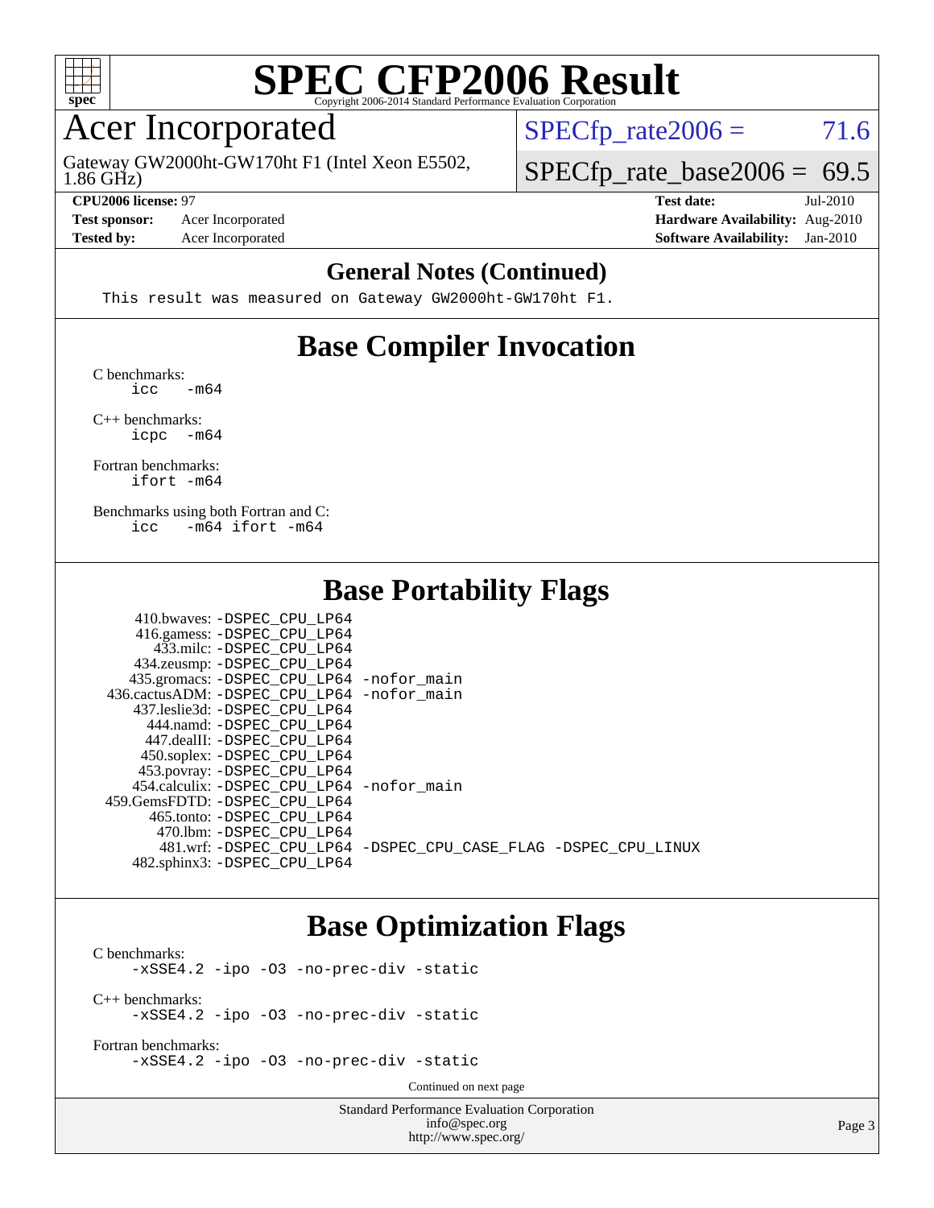# SPEC CFP2006 Result

Copyright 2006-2014 Standard Performance Evaluation Corporation

## Acer Incorporated

Gateway GW2000ht-GW170ht F1 (Intel Xeon E5502, 1.86 GHz)

SPECfp_rate2006 = 71.6

SPECfp_rate_base2006 = 69.5

**CPU2006 license:** 97
**Test sponsor:** Acer Incorporated
**Tested by:** Acer Incorporated

**Test date:** Jul-2010
**Hardware Availability:** Aug-2010
**Software Availability:** Jan-2010

### General Notes (Continued)

```
This result was measured on Gateway GW2000ht-GW170ht F1.
```

## Base Compiler Invocation

C benchmarks:
```
icc   -m64
```

C++ benchmarks:
```
icpc  -m64
```

Fortran benchmarks:
```
ifort -m64
```

Benchmarks using both Fortran and C:
```
icc   -m64 ifort -m64
```

## Base Portability Flags

```
    410.bwaves: -DSPEC_CPU_LP64
    416.gamess: -DSPEC_CPU_LP64
     433.milc: -DSPEC_CPU_LP64
   434.zeusmp: -DSPEC_CPU_LP64
  435.gromacs: -DSPEC_CPU_LP64 -nofor_main
 436.cactusADM: -DSPEC_CPU_LP64 -nofor_main
  437.leslie3d: -DSPEC_CPU_LP64
     444.namd: -DSPEC_CPU_LP64
   447.dealII: -DSPEC_CPU_LP64
   450.soplex: -DSPEC_CPU_LP64
   453.povray: -DSPEC_CPU_LP64
  454.calculix: -DSPEC_CPU_LP64 -nofor_main
 459.GemsFDTD: -DSPEC_CPU_LP64
    465.tonto: -DSPEC_CPU_LP64
      470.lbm: -DSPEC_CPU_LP64
      481.wrf: -DSPEC_CPU_LP64 -DSPEC_CPU_CASE_FLAG -DSPEC_CPU_LINUX
  482.sphinx3: -DSPEC_CPU_LP64
```

## Base Optimization Flags

C benchmarks:
```
-xSSE4.2 -ipo -O3 -no-prec-div -static
```

C++ benchmarks:
```
-xSSE4.2 -ipo -O3 -no-prec-div -static
```

Fortran benchmarks:
```
-xSSE4.2 -ipo -O3 -no-prec-div -static
```

Continued on next page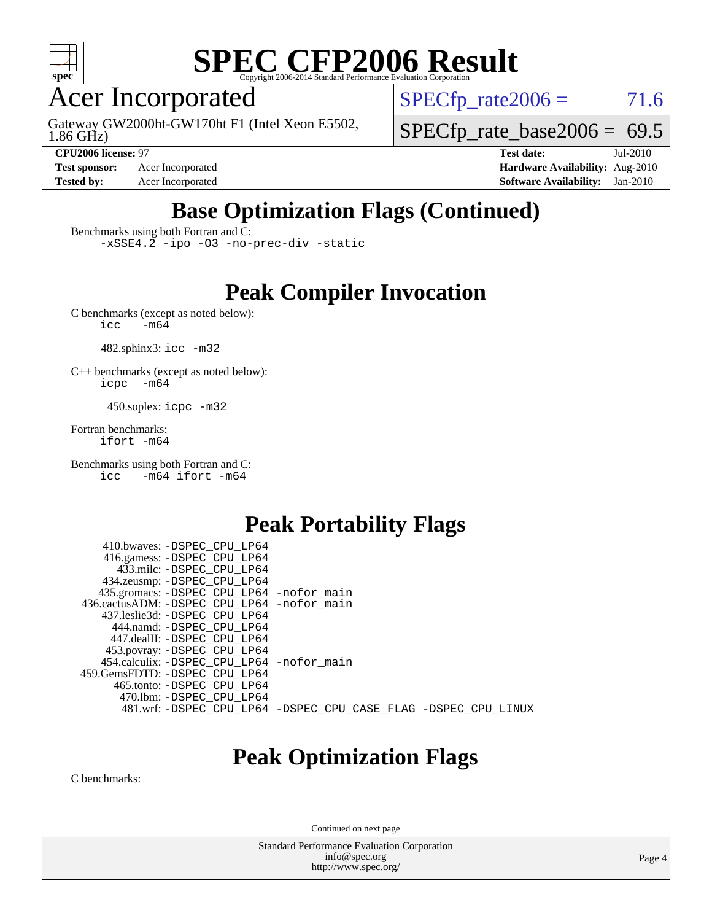# SPEC CFP2006 Result

Copyright 2006-2014 Standard Performance Evaluation Corporation

## Acer Incorporated

Gateway GW2000ht-GW170ht F1 (Intel Xeon E5502, 1.86 GHz)

SPECfp_rate2006 = 71.6

SPECfp_rate_base2006 = 69.5

**CPU2006 license:** 97
**Test sponsor:** Acer Incorporated
**Tested by:** Acer Incorporated

**Test date:** Jul-2010
**Hardware Availability:** Aug-2010
**Software Availability:** Jan-2010

## Base Optimization Flags (Continued)

Benchmarks using both Fortran and C:
```
-xSSE4.2 -ipo -O3 -no-prec-div -static
```

## Peak Compiler Invocation

C benchmarks (except as noted below):
```
icc   -m64
```

482.sphinx3: `icc -m32`

C++ benchmarks (except as noted below):
```
icpc   -m64
```

450.soplex: `icpc -m32`

Fortran benchmarks:
```
ifort -m64
```

Benchmarks using both Fortran and C:
```
icc   -m64 ifort -m64
```

## Peak Portability Flags

410.bwaves: -DSPEC_CPU_LP64
416.gamess: -DSPEC_CPU_LP64
433.milc: -DSPEC_CPU_LP64
434.zeusmp: -DSPEC_CPU_LP64
435.gromacs: -DSPEC_CPU_LP64 -nofor_main
436.cactusADM: -DSPEC_CPU_LP64 -nofor_main
437.leslie3d: -DSPEC_CPU_LP64
444.namd: -DSPEC_CPU_LP64
447.dealII: -DSPEC_CPU_LP64
453.povray: -DSPEC_CPU_LP64
454.calculix: -DSPEC_CPU_LP64 -nofor_main
459.GemsFDTD: -DSPEC_CPU_LP64
465.tonto: -DSPEC_CPU_LP64
470.lbm: -DSPEC_CPU_LP64
481.wrf: -DSPEC_CPU_LP64 -DSPEC_CPU_CASE_FLAG -DSPEC_CPU_LINUX

## Peak Optimization Flags

C benchmarks:

Continued on next page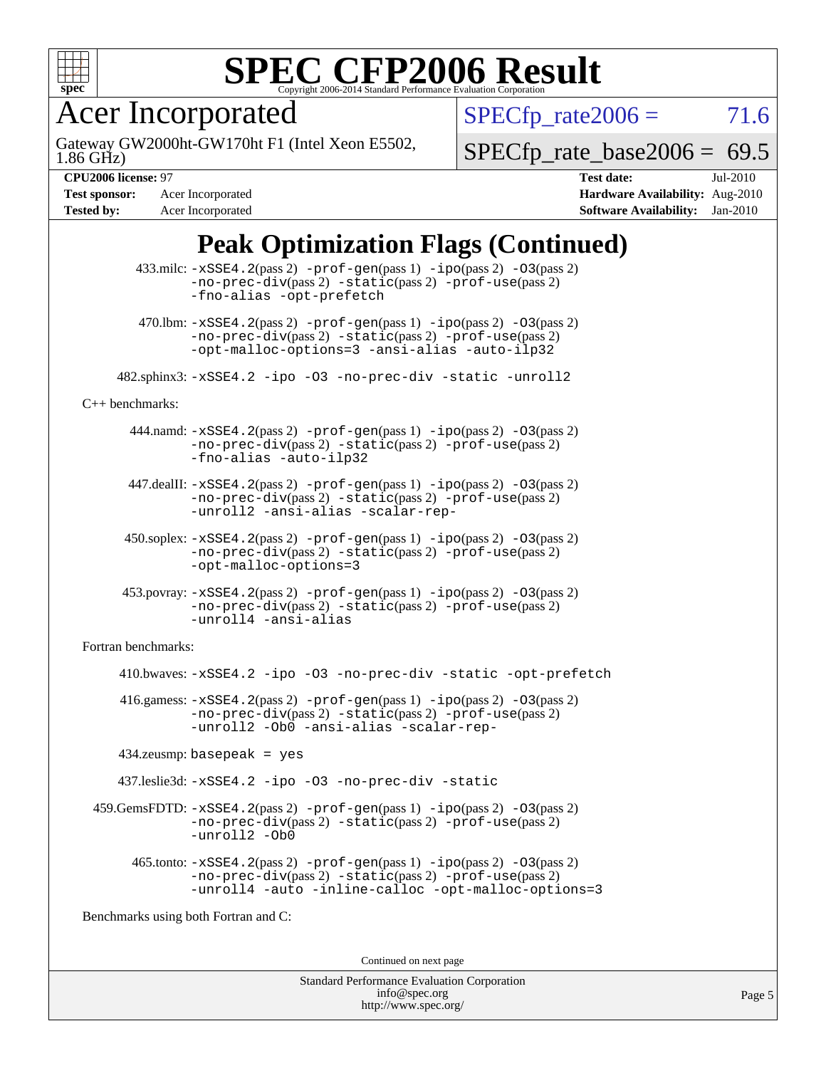# Peak Optimization Flags (Continued)

433.milc: -xSSE4.2(pass 2) -prof-gen(pass 1) -ipo(pass 2) -O3(pass 2) -no-prec-div(pass 2) -static(pass 2) -prof-use(pass 2) -fno-alias -opt-prefetch

470.lbm: -xSSE4.2(pass 2) -prof-gen(pass 1) -ipo(pass 2) -O3(pass 2) -no-prec-div(pass 2) -static(pass 2) -prof-use(pass 2) -opt-malloc-options=3 -ansi-alias -auto-ilp32

482.sphinx3: -xSSE4.2 -ipo -O3 -no-prec-div -static -unroll2

C++ benchmarks:

444.namd: -xSSE4.2(pass 2) -prof-gen(pass 1) -ipo(pass 2) -O3(pass 2) -no-prec-div(pass 2) -static(pass 2) -prof-use(pass 2) -fno-alias -auto-ilp32

447.dealII: -xSSE4.2(pass 2) -prof-gen(pass 1) -ipo(pass 2) -O3(pass 2) -no-prec-div(pass 2) -static(pass 2) -prof-use(pass 2) -unroll2 -ansi-alias -scalar-rep-

450.soplex: -xSSE4.2(pass 2) -prof-gen(pass 1) -ipo(pass 2) -O3(pass 2) -no-prec-div(pass 2) -static(pass 2) -prof-use(pass 2) -opt-malloc-options=3

453.povray: -xSSE4.2(pass 2) -prof-gen(pass 1) -ipo(pass 2) -O3(pass 2) -no-prec-div(pass 2) -static(pass 2) -prof-use(pass 2) -unroll4 -ansi-alias

Fortran benchmarks:

410.bwaves: -xSSE4.2 -ipo -O3 -no-prec-div -static -opt-prefetch

416.gamess: -xSSE4.2(pass 2) -prof-gen(pass 1) -ipo(pass 2) -O3(pass 2) -no-prec-div(pass 2) -static(pass 2) -prof-use(pass 2) -unroll2 -Ob0 -ansi-alias -scalar-rep-

434.zeusmp: basepeak = yes

437.leslie3d: -xSSE4.2 -ipo -O3 -no-prec-div -static

459.GemsFDTD: -xSSE4.2(pass 2) -prof-gen(pass 1) -ipo(pass 2) -O3(pass 2) -no-prec-div(pass 2) -static(pass 2) -prof-use(pass 2) -unroll2 -Ob0

465.tonto: -xSSE4.2(pass 2) -prof-gen(pass 1) -ipo(pass 2) -O3(pass 2) -no-prec-div(pass 2) -static(pass 2) -prof-use(pass 2) -unroll4 -auto -inline-calloc -opt-malloc-options=3

Benchmarks using both Fortran and C:

Continued on next page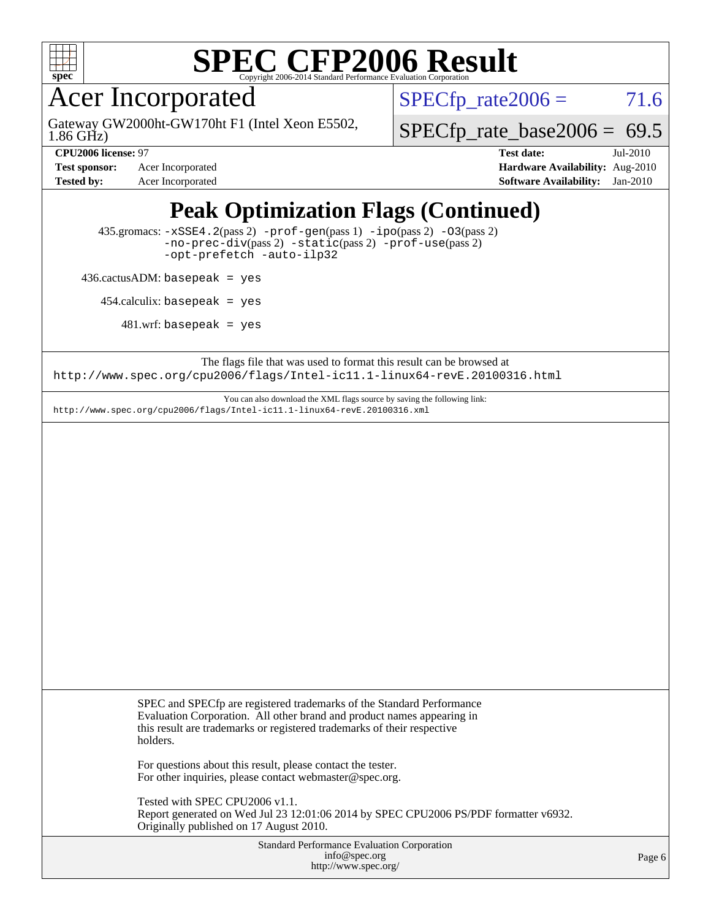# SPEC CFP2006 Result

Copyright 2006-2014 Standard Performance Evaluation Corporation

## Acer Incorporated

Gateway GW2000ht-GW170ht F1 (Intel Xeon E5502, 1.86 GHz)

SPECfp_rate2006 = 71.6

SPECfp_rate_base2006 = 69.5

**CPU2006 license:** 97
**Test sponsor:** Acer Incorporated
**Tested by:** Acer Incorporated

**Test date:** Jul-2010
**Hardware Availability:** Aug-2010
**Software Availability:** Jan-2010

## Peak Optimization Flags (Continued)

435.gromacs: `-xSSE4.2`(pass 2) `-prof-gen`(pass 1) `-ipo`(pass 2) `-O3`(pass 2) `-no-prec-div`(pass 2) `-static`(pass 2) `-prof-use`(pass 2) `-opt-prefetch` `-auto-ilp32`

436.cactusADM: `basepeak = yes`

454.calculix: `basepeak = yes`

481.wrf: `basepeak = yes`

The flags file that was used to format this result can be browsed at
http://www.spec.org/cpu2006/flags/Intel-ic11.1-linux64-revE.20100316.html

You can also download the XML flags source by saving the following link:
http://www.spec.org/cpu2006/flags/Intel-ic11.1-linux64-revE.20100316.xml

SPEC and SPECfp are registered trademarks of the Standard Performance Evaluation Corporation. All other brand and product names appearing in this result are trademarks or registered trademarks of their respective holders.

For questions about this result, please contact the tester.
For other inquiries, please contact webmaster@spec.org.

Tested with SPEC CPU2006 v1.1.
Report generated on Wed Jul 23 12:01:06 2014 by SPEC CPU2006 PS/PDF formatter v6932.
Originally published on 17 August 2010.

Standard Performance Evaluation Corporation
info@spec.org
http://www.spec.org/